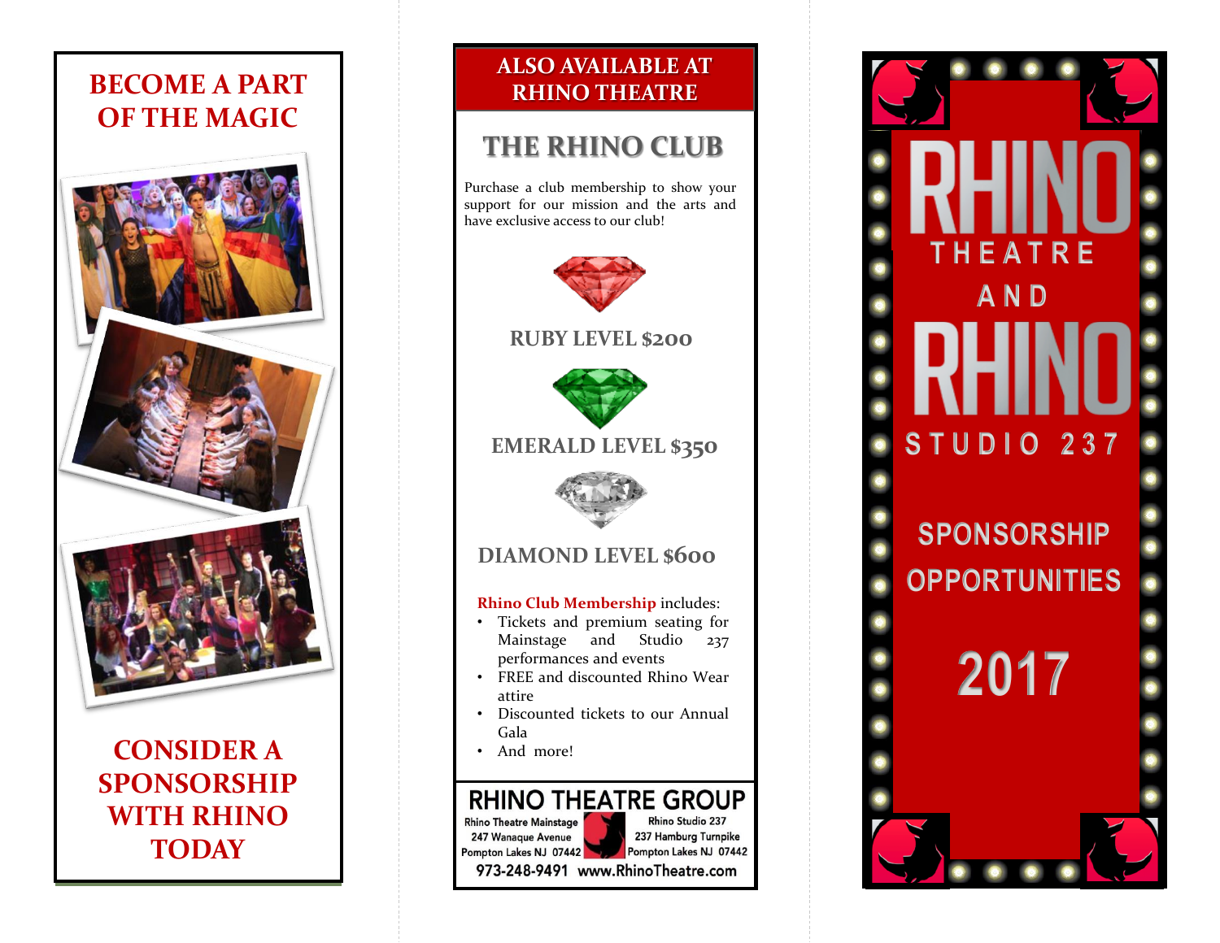# BECOME A PART OF THE MAGIC

# CONSIDER A SPONSORSHIP WITH RHINO TODAY

## ALSO AVAILABLE AT RHINO THEATRE

## THE RHINO CLUB

Purchase a club membership to show your support for our mission and the arts and have exclusive access to our club!

**RUBY LEVEL $200**

**EMERALD LEVEL $350**

**DIAMOND LEVEL $600**

**Rhino Club Membership** includes:

- Tickets and premium seating for Mainstage and Studio 237 performances and events
- FREE and discounted Rhino Wear attire
- Discounted tickets to our Annual Gala
- And more!

**RHINO THEATRE GROUP**

Rhino Theatre Mainstage
247 Wanaque Avenue
Pompton Lakes NJ 07442

Rhino Studio 237
237 Hamburg Turnpike
Pompton Lakes NJ 07442

973-248-9491 www.RhinoTheatre.com

# RHINO THEATRE AND RHINO STUDIO 237

# SPONSORSHIP OPPORTUNITIES

# 2017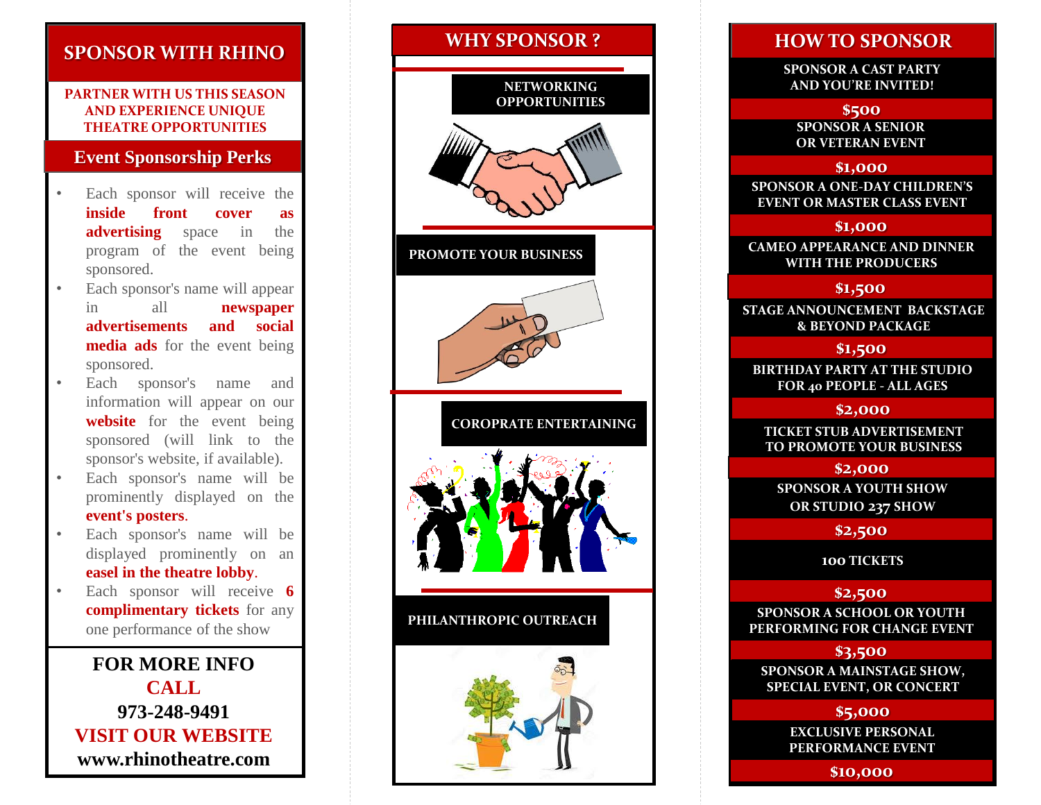## SPONSOR WITH RHINO

**PARTNER WITH US THIS SEASON AND EXPERIENCE UNIQUE THEATRE OPPORTUNITIES**

### Event Sponsorship Perks

- Each sponsor will receive the **inside front cover as advertising** space in the program of the event being sponsored.
- Each sponsor's name will appear in all **newspaper advertisements and social media ads** for the event being sponsored.
- Each sponsor's name and information will appear on our **website** for the event being sponsored (will link to the sponsor's website, if available).
- Each sponsor's name will be prominently displayed on the **event's posters**.
- Each sponsor's name will be displayed prominently on an **easel in the theatre lobby**.
- Each sponsor will receive **6 complimentary tickets** for any one performance of the show

**FOR MORE INFO**
**CALL**
**973-248-9491**
**VISIT OUR WEBSITE**
**www.rhinotheatre.com**

## WHY SPONSOR ?

**NETWORKING OPPORTUNITIES**

**PROMOTE YOUR BUSINESS**

**COROPRATE ENTERTAINING**

**PHILANTHROPIC OUTREACH**

## HOW TO SPONSOR

**SPONSOR A CAST PARTY AND YOU'RE INVITED!**
**$500**

**SPONSOR A SENIOR OR VETERAN EVENT**
**$1,000**

**SPONSOR A ONE-DAY CHILDREN'S EVENT OR MASTER CLASS EVENT**
**$1,000**

**CAMEO APPEARANCE AND DINNER WITH THE PRODUCERS**
**$1,500**

**STAGE ANNOUNCEMENT BACKSTAGE & BEYOND PACKAGE**
**$1,500**

**BIRTHDAY PARTY AT THE STUDIO FOR 40 PEOPLE - ALL AGES**
**$2,000**

**TICKET STUB ADVERTISEMENT TO PROMOTE YOUR BUSINESS**
**$2,000**

**SPONSOR A YOUTH SHOW OR STUDIO 237 SHOW**
**$2,500**

**100 TICKETS**
**$2,500**

**SPONSOR A SCHOOL OR YOUTH PERFORMING FOR CHANGE EVENT**
**$3,500**

**SPONSOR A MAINSTAGE SHOW, SPECIAL EVENT, OR CONCERT**
**$5,000**

**EXCLUSIVE PERSONAL PERFORMANCE EVENT**
**$10,000**